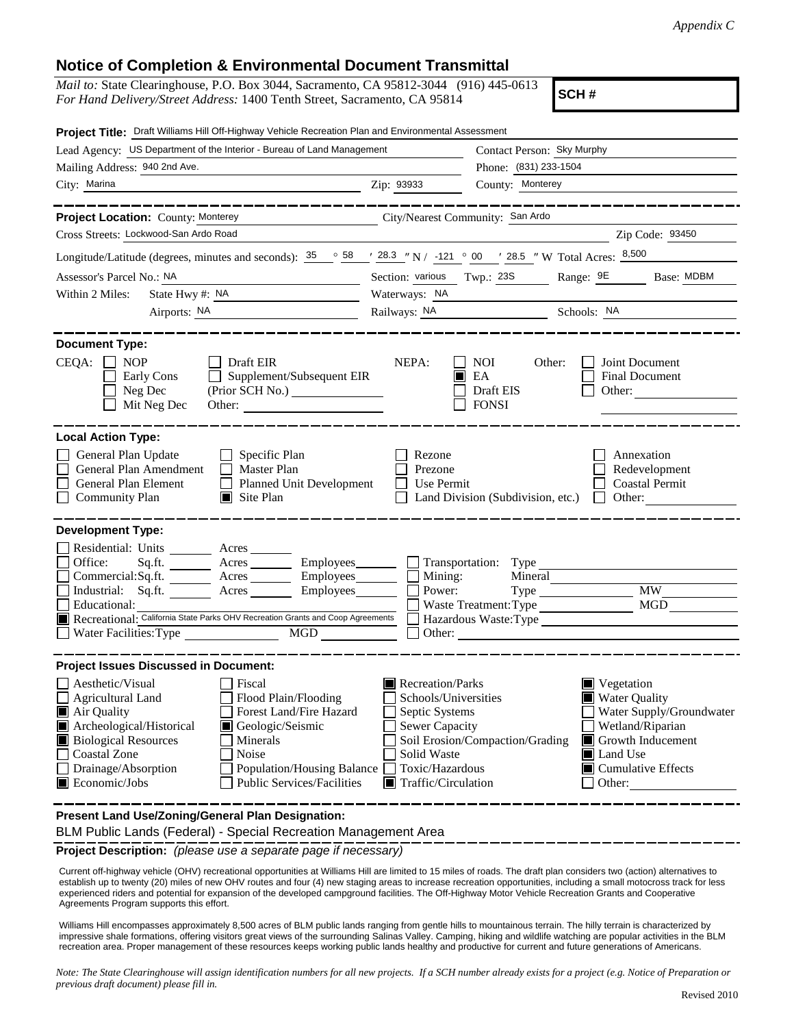*Appendix C*

# Notice of Completion & Environmental Document Transmittal

*Mail to:* State Clearinghouse, P.O. Box 3044, Sacramento, CA 95812-3044 (916) 445-0613
*For Hand Delivery/Street Address:* 1400 Tenth Street, Sacramento, CA 95814

**SCH #**

**Project Title:** Draft Williams Hill Off-Highway Vehicle Recreation Plan and Environmental Assessment

Lead Agency: US Department of the Interior - Bureau of Land Management
Contact Person: Sky Murphy
Mailing Address: 940 2nd Ave.
Phone: (831) 233-1504
City: Marina
Zip: 93933
County: Monterey

**Project Location:** County: Monterey
City/Nearest Community: San Ardo
Cross Streets: Lockwood-San Ardo Road
Zip Code: 93450
Longitude/Latitude (degrees, minutes and seconds): 35 ° 58 ′ 28.3 ″ N / -121 ° 00 ′ 28.5 ″ W Total Acres: 8,500
Assessor's Parcel No.: NA
Section: various Twp.: 23S Range: 9E Base: MDBM
Within 2 Miles: State Hwy #: NA
Waterways: NA
Airports: NA
Railways: NA
Schools: NA

**Document Type:**

CEQA:
- [ ] NOP
- [ ] Early Cons
- [ ] Neg Dec
- [ ] Mit Neg Dec
- [ ] Draft EIR
- [ ] Supplement/Subsequent EIR (Prior SCH No.)
- Other:

NEPA:
- [ ] NOI
- [x] EA
- [ ] Draft EIS
- [ ] FONSI

Other:
- [ ] Joint Document
- [ ] Final Document
- [ ] Other:

**Local Action Type:**

- [ ] General Plan Update
- [ ] General Plan Amendment
- [ ] General Plan Element
- [ ] Community Plan
- [ ] Specific Plan
- [ ] Master Plan
- [ ] Planned Unit Development
- [x] Site Plan
- [ ] Rezone
- [ ] Prezone
- [ ] Use Permit
- [ ] Land Division (Subdivision, etc.)
- [ ] Annexation
- [ ] Redevelopment
- [ ] Coastal Permit
- [ ] Other:

**Development Type:**

- [ ] Residential: Units Acres
- [ ] Office: Sq.ft. Acres Employees
- [ ] Commercial: Sq.ft. Acres Employees
- [ ] Industrial: Sq.ft. Acres Employees
- [ ] Educational:
- [x] Recreational: California State Parks OHV Recreation Grants and Coop Agreements
- [ ] Water Facilities: Type MGD
- [ ] Transportation: Type
- [ ] Mining: Mineral
- [ ] Power: Type MW
- [ ] Waste Treatment: Type MGD
- [ ] Hazardous Waste: Type
- [ ] Other:

**Project Issues Discussed in Document:**

- [ ] Aesthetic/Visual
- [ ] Agricultural Land
- [x] Air Quality
- [x] Archeological/Historical
- [x] Biological Resources
- [ ] Coastal Zone
- [ ] Drainage/Absorption
- [x] Economic/Jobs
- [ ] Fiscal
- [ ] Flood Plain/Flooding
- [ ] Forest Land/Fire Hazard
- [x] Geologic/Seismic
- [ ] Minerals
- [ ] Noise
- [ ] Population/Housing Balance
- [ ] Public Services/Facilities
- [x] Recreation/Parks
- [ ] Schools/Universities
- [ ] Septic Systems
- [ ] Sewer Capacity
- [ ] Soil Erosion/Compaction/Grading
- [ ] Solid Waste
- [ ] Toxic/Hazardous
- [x] Traffic/Circulation
- [x] Vegetation
- [x] Water Quality
- [ ] Water Supply/Groundwater
- [ ] Wetland/Riparian
- [x] Growth Inducement
- [x] Land Use
- [x] Cumulative Effects
- [ ] Other:

**Present Land Use/Zoning/General Plan Designation:**

BLM Public Lands (Federal) - Special Recreation Management Area

**Project Description:** *(please use a separate page if necessary)*

Current off-highway vehicle (OHV) recreational opportunities at Williams Hill are limited to 15 miles of roads. The draft plan considers two (action) alternatives to establish up to twenty (20) miles of new OHV routes and four (4) new staging areas to increase recreation opportunities, including a small motocross track for less experienced riders and potential for expansion of the developed campground facilities. The Off-Highway Motor Vehicle Recreation Grants and Cooperative Agreements Program supports this effort.

Williams Hill encompasses approximately 8,500 acres of BLM public lands ranging from gentle hills to mountainous terrain. The hilly terrain is characterized by impressive shale formations, offering visitors great views of the surrounding Salinas Valley. Camping, hiking and wildlife watching are popular activities in the BLM recreation area. Proper management of these resources keeps working public lands healthy and productive for current and future generations of Americans.

*Note: The State Clearinghouse will assign identification numbers for all new projects. If a SCH number already exists for a project (e.g. Notice of Preparation or previous draft document) please fill in.*

Revised 2010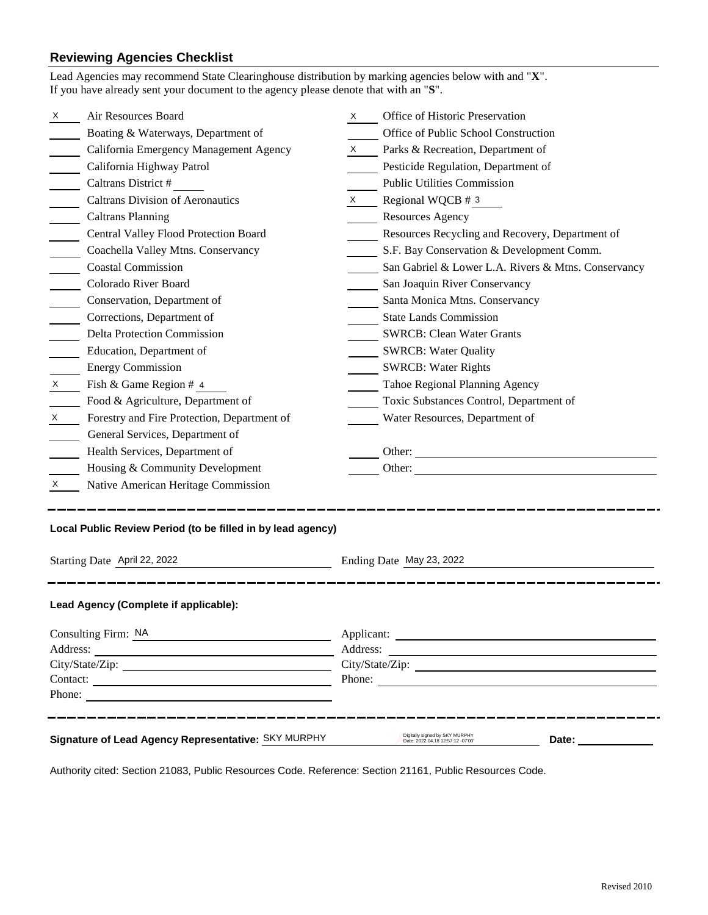## Reviewing Agencies Checklist

Lead Agencies may recommend State Clearinghouse distribution by marking agencies below with and "**X**".
If you have already sent your document to the agency please denote that with an "**S**".

| | | | |
|---|---|---|---|
| X | Air Resources Board | X | Office of Historic Preservation |
| | Boating & Waterways, Department of | | Office of Public School Construction |
| | California Emergency Management Agency | X | Parks & Recreation, Department of |
| | California Highway Patrol | | Pesticide Regulation, Department of |
| | Caltrans District # | | Public Utilities Commission |
| | Caltrans Division of Aeronautics | X | Regional WQCB # 3 |
| | Caltrans Planning | | Resources Agency |
| | Central Valley Flood Protection Board | | Resources Recycling and Recovery, Department of |
| | Coachella Valley Mtns. Conservancy | | S.F. Bay Conservation & Development Comm. |
| | Coastal Commission | | San Gabriel & Lower L.A. Rivers & Mtns. Conservancy |
| | Colorado River Board | | San Joaquin River Conservancy |
| | Conservation, Department of | | Santa Monica Mtns. Conservancy |
| | Corrections, Department of | | State Lands Commission |
| | Delta Protection Commission | | SWRCB: Clean Water Grants |
| | Education, Department of | | SWRCB: Water Quality |
| | Energy Commission | | SWRCB: Water Rights |
| X | Fish & Game Region # 4 | | Tahoe Regional Planning Agency |
| | Food & Agriculture, Department of | | Toxic Substances Control, Department of |
| X | Forestry and Fire Protection, Department of | | Water Resources, Department of |
| | General Services, Department of | | |
| | Health Services, Department of | | Other: |
| | Housing & Community Development | | Other: |
| X | Native American Heritage Commission | | |

---

**Local Public Review Period (to be filled in by lead agency)**

Starting Date April 22, 2022 Ending Date May 23, 2022

---

**Lead Agency (Complete if applicable):**

Consulting Firm: NA
Address:
City/State/Zip:
Contact:
Phone:

Applicant:
Address:
City/State/Zip:
Phone:

---

**Signature of Lead Agency Representative:** SKY MURPHY Digitally signed by SKY MURPHY Date: 2022.04.18 12:57:12 -07'00' **Date:**

Authority cited: Section 21083, Public Resources Code. Reference: Section 21161, Public Resources Code.

Revised 2010